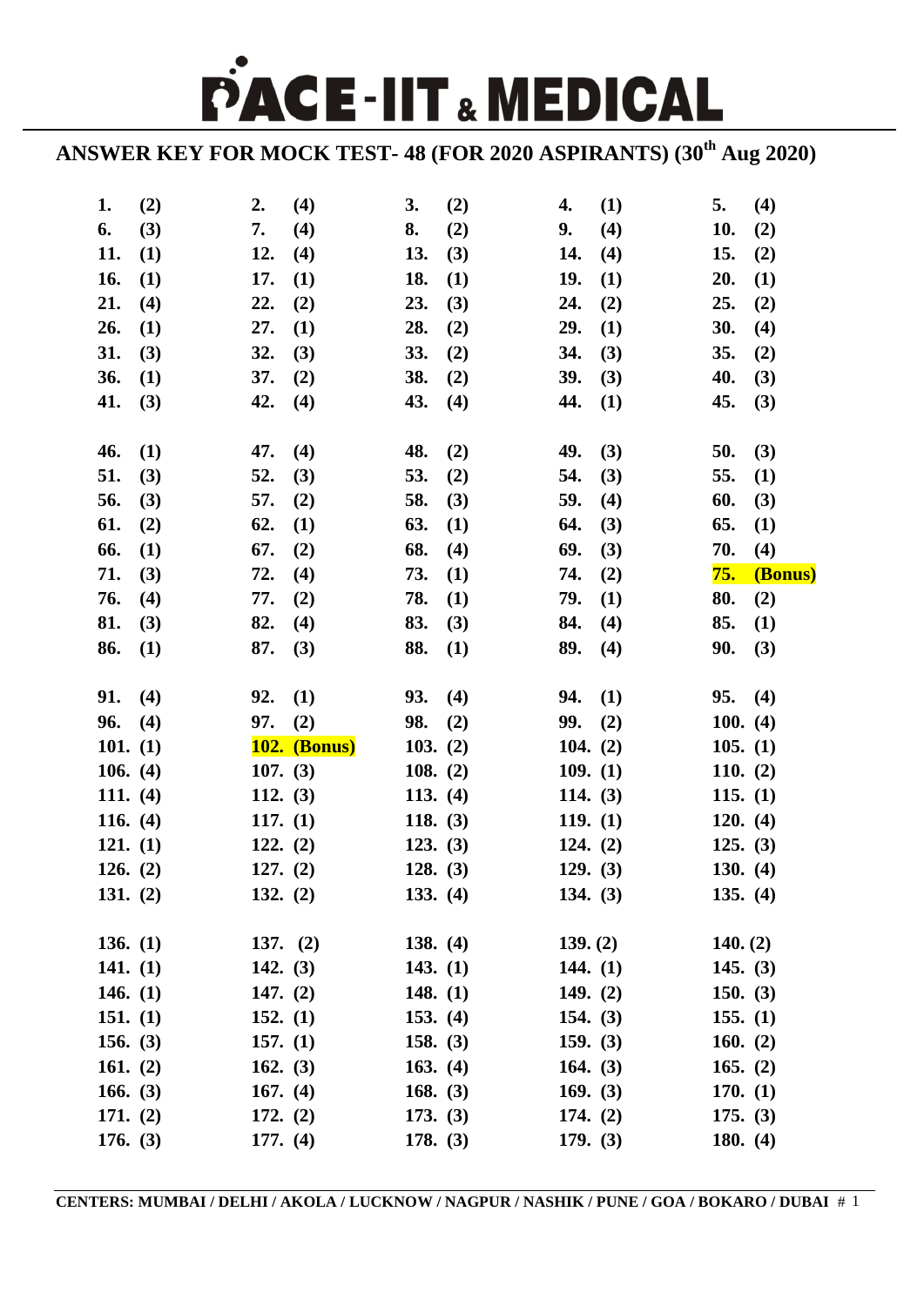# PACE-IIT & MEDICAL

## ANSWER KEY FOR MOCK TEST- 48 (FOR 2020 ASPIRANTS) (30th Aug 2020)

| | | | | |
|---|---|---|---|---|
| **1. (2)** | **2. (4)** | **3. (2)** | **4. (1)** | **5. (4)** |
| **6. (3)** | **7. (4)** | **8. (2)** | **9. (4)** | **10. (2)** |
| **11. (1)** | **12. (4)** | **13. (3)** | **14. (4)** | **15. (2)** |
| **16. (1)** | **17. (1)** | **18. (1)** | **19. (1)** | **20. (1)** |
| **21. (4)** | **22. (2)** | **23. (3)** | **24. (2)** | **25. (2)** |
| **26. (1)** | **27. (1)** | **28. (2)** | **29. (1)** | **30. (4)** |
| **31. (3)** | **32. (3)** | **33. (2)** | **34. (3)** | **35. (2)** |
| **36. (1)** | **37. (2)** | **38. (2)** | **39. (3)** | **40. (3)** |
| **41. (3)** | **42. (4)** | **43. (4)** | **44. (1)** | **45. (3)** |
| **46. (1)** | **47. (4)** | **48. (2)** | **49. (3)** | **50. (3)** |
| **51. (3)** | **52. (3)** | **53. (2)** | **54. (3)** | **55. (1)** |
| **56. (3)** | **57. (2)** | **58. (3)** | **59. (4)** | **60. (3)** |
| **61. (2)** | **62. (1)** | **63. (1)** | **64. (3)** | **65. (1)** |
| **66. (1)** | **67. (2)** | **68. (4)** | **69. (3)** | **70. (4)** |
| **71. (3)** | **72. (4)** | **73. (1)** | **74. (2)** | **75. (Bonus)** |
| **76. (4)** | **77. (2)** | **78. (1)** | **79. (1)** | **80. (2)** |
| **81. (3)** | **82. (4)** | **83. (3)** | **84. (4)** | **85. (1)** |
| **86. (1)** | **87. (3)** | **88. (1)** | **89. (4)** | **90. (3)** |
| **91. (4)** | **92. (1)** | **93. (4)** | **94. (1)** | **95. (4)** |
| **96. (4)** | **97. (2)** | **98. (2)** | **99. (2)** | **100. (4)** |
| **101. (1)** | **102. (Bonus)** | **103. (2)** | **104. (2)** | **105. (1)** |
| **106. (4)** | **107. (3)** | **108. (2)** | **109. (1)** | **110. (2)** |
| **111. (4)** | **112. (3)** | **113. (4)** | **114. (3)** | **115. (1)** |
| **116. (4)** | **117. (1)** | **118. (3)** | **119. (1)** | **120. (4)** |
| **121. (1)** | **122. (2)** | **123. (3)** | **124. (2)** | **125. (3)** |
| **126. (2)** | **127. (2)** | **128. (3)** | **129. (3)** | **130. (4)** |
| **131. (2)** | **132. (2)** | **133. (4)** | **134. (3)** | **135. (4)** |
| **136. (1)** | **137. (2)** | **138. (4)** | **139. (2)** | **140. (2)** |
| **141. (1)** | **142. (3)** | **143. (1)** | **144. (1)** | **145. (3)** |
| **146. (1)** | **147. (2)** | **148. (1)** | **149. (2)** | **150. (3)** |
| **151. (1)** | **152. (1)** | **153. (4)** | **154. (3)** | **155. (1)** |
| **156. (3)** | **157. (1)** | **158. (3)** | **159. (3)** | **160. (2)** |
| **161. (2)** | **162. (3)** | **163. (4)** | **164. (3)** | **165. (2)** |
| **166. (3)** | **167. (4)** | **168. (3)** | **169. (3)** | **170. (1)** |
| **171. (2)** | **172. (2)** | **173. (3)** | **174. (2)** | **175. (3)** |
| **176. (3)** | **177. (4)** | **178. (3)** | **179. (3)** | **180. (4)** |

**CENTERS: MUMBAI / DELHI / AKOLA / LUCKNOW / NAGPUR / NASHIK / PUNE / GOA / BOKARO / DUBAI**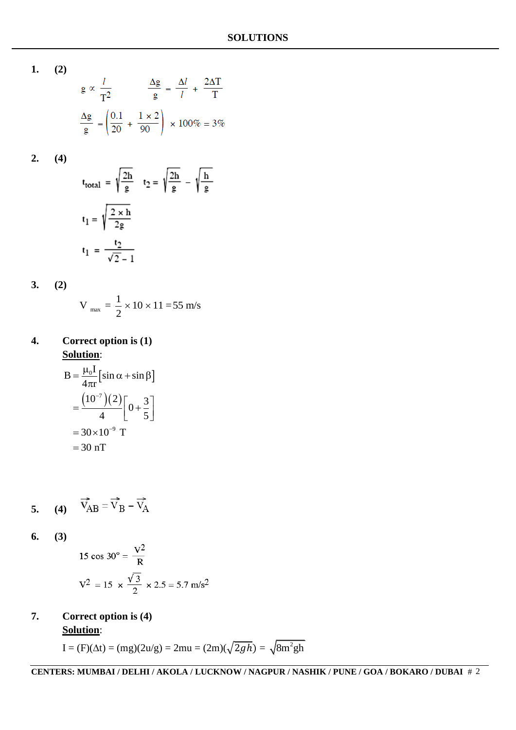# SOLUTIONS

**1.** **(2)**

$$g \propto \frac{l}{T^2} \qquad \frac{\Delta g}{g} = \frac{\Delta l}{l} + \frac{2\Delta T}{T}$$

$$\frac{\Delta g}{g} = \left(\frac{0.1}{20} + \frac{1 \times 2}{90}\right) \times 100\% = 3\%$$

**2.** **(4)**

$$t_{total} = \sqrt{\frac{2h}{g}} \quad t_2 = \sqrt{\frac{2h}{g}} - \sqrt{\frac{h}{g}}$$

$$t_1 = \sqrt{\frac{2 \times h}{2g}}$$

$$t_1 = \frac{t_2}{\sqrt{2} - 1}$$

**3.** **(2)**

$$V_{max} = \frac{1}{2} \times 10 \times 11 = 55 \text{ m/s}$$

**4.** **Correct option is (1)**

**Solution**:

$$B = \frac{\mu_0 I}{4\pi r}[\sin\alpha + \sin\beta]$$

$$= \frac{(10^{-7})(2)}{4}\left[0 + \frac{3}{5}\right]$$

$$= 30 \times 10^{-9} \text{ T}$$

$$= 30 \text{ nT}$$

**5.** **(4)** $\vec{V}_{AB} = \vec{V}_B - \vec{V}_A$

**6.** **(3)**

$$15 \cos 30° = \frac{V^2}{R}$$

$$V^2 = 15 \times \frac{\sqrt{3}}{2} \times 2.5 = 5.7 \text{ m/s}^2$$

**7.** **Correct option is (4)**

**Solution**:

$I = (F)(\Delta t) = (mg)(2u/g) = 2mu = (2m)(\sqrt{2gh}) = \sqrt{8m^2gh}$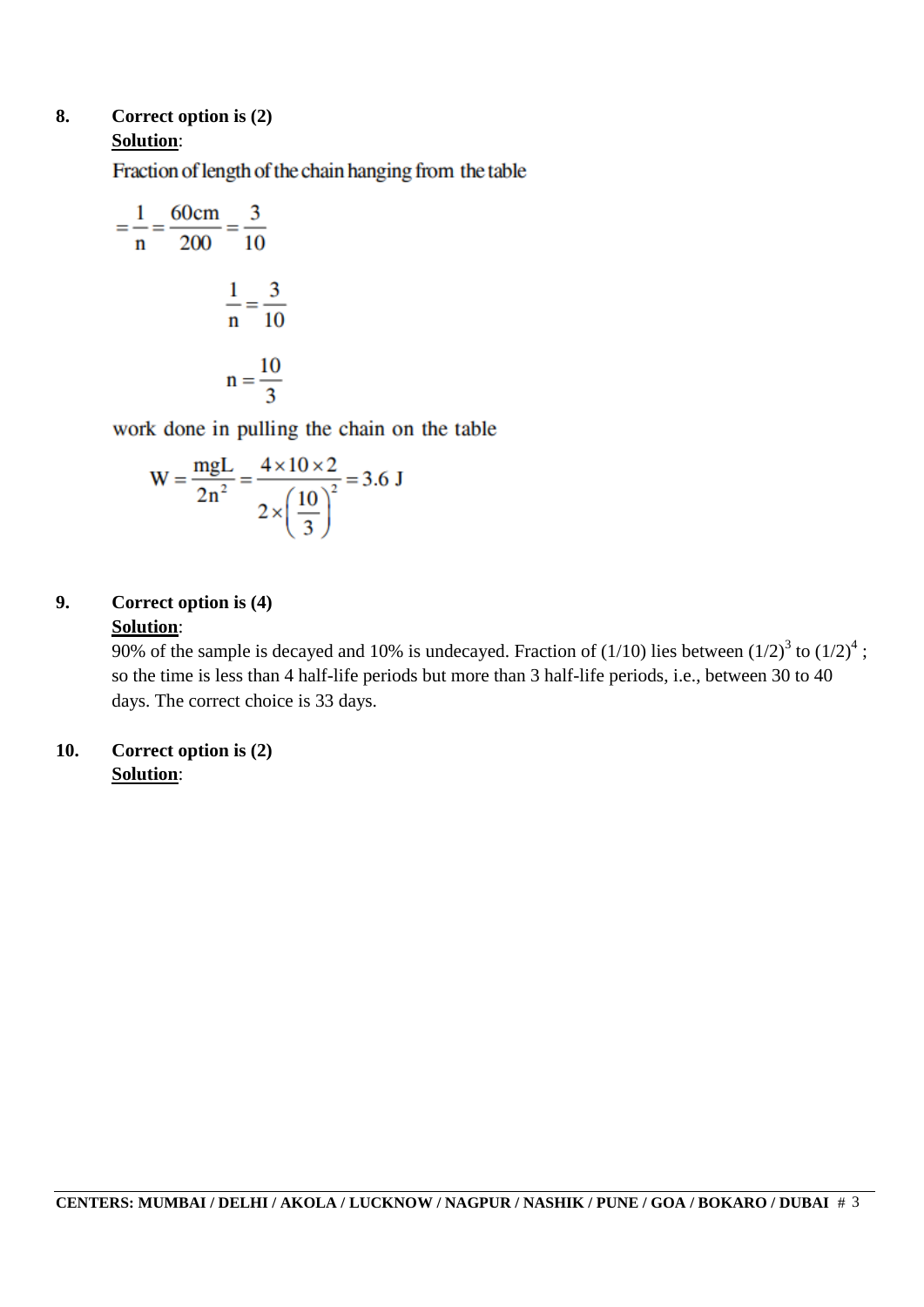**8. Correct option is (2)**

**Solution**:

Fraction of length of the chain hanging from the table

$$= \frac{1}{n} = \frac{60\text{cm}}{200} = \frac{3}{10}$$

$$\frac{1}{n} = \frac{3}{10}$$

$$n = \frac{10}{3}$$

work done in pulling the chain on the table

$$W = \frac{mgL}{2n^2} = \frac{4 \times 10 \times 2}{2 \times \left(\frac{10}{3}\right)^2} = 3.6 \text{ J}$$

**9. Correct option is (4)**

**Solution**:

90% of the sample is decayed and 10% is undecayed. Fraction of (1/10) lies between $(1/2)^3$ to $(1/2)^4$ ; so the time is less than 4 half-life periods but more than 3 half-life periods, i.e., between 30 to 40 days. The correct choice is 33 days.

**10. Correct option is (2)**

**Solution**: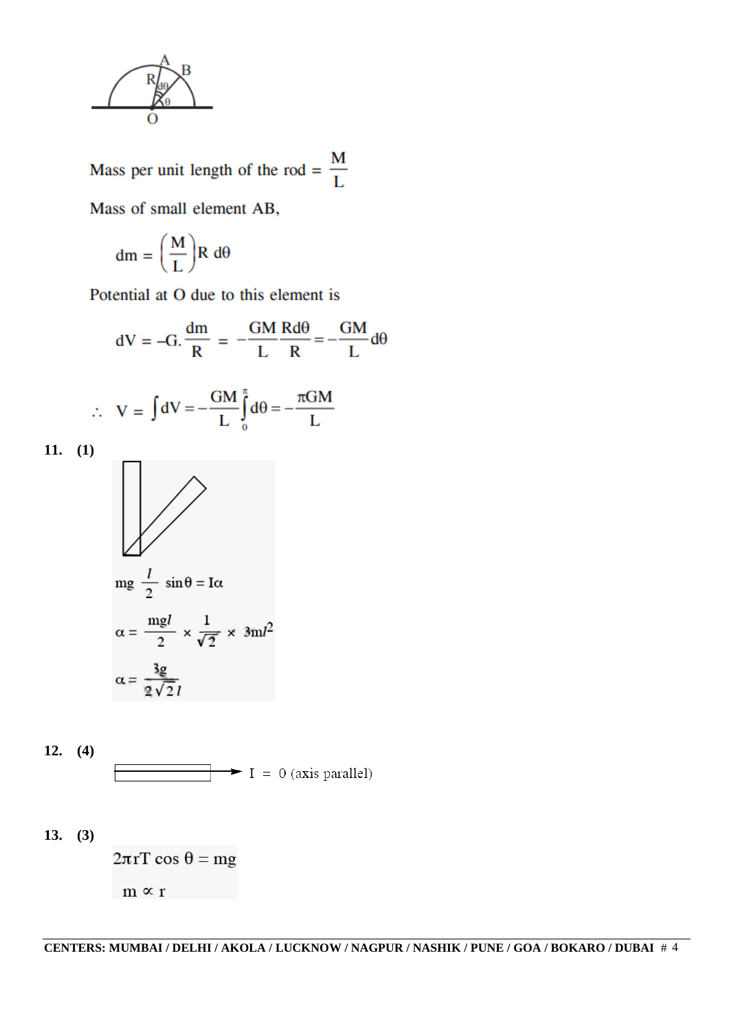Mass per unit length of the rod = $\frac{M}{L}$

Mass of small element AB,

$$dm = \left(\frac{M}{L}\right) R\, d\theta$$

Potential at O due to this element is

$$dV = -G.\frac{dm}{R} = -\frac{GM}{L}\frac{Rd\theta}{R} = -\frac{GM}{L}d\theta$$

$$\therefore\; V = \int dV = -\frac{GM}{L}\int_0^{\pi} d\theta = -\frac{\pi GM}{L}$$

**11. (1)**

$$mg\,\frac{l}{2}\,\sin\theta = I\alpha$$

$$\alpha = \frac{mgl}{2} \times \frac{1}{\sqrt{2}} \times 3ml^2$$

$$\alpha = \frac{3g}{2\sqrt{2}\,l}$$

**12. (4)**

I = 0 (axis parallel)

**13. (3)**

$$2\pi r T \cos\theta = mg$$

$$m \propto r$$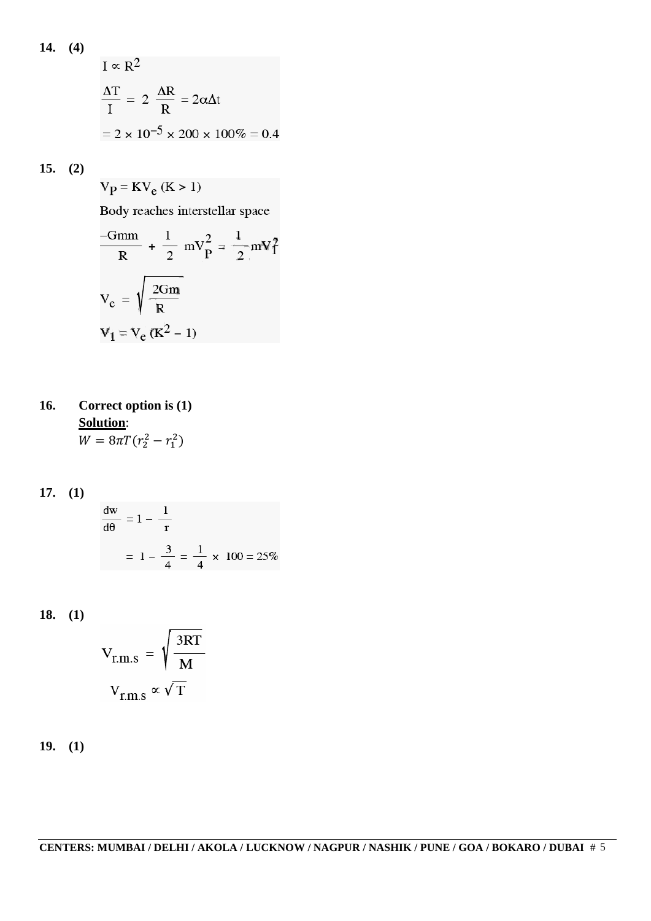**14. (4)**

$$I \propto R^2$$

$$\frac{\Delta T}{I} = 2 \frac{\Delta R}{R} = 2\alpha\Delta t$$

$$= 2 \times 10^{-5} \times 200 \times 100\% = 0.4$$

**15. (2)**

$V_P = KV_e$ (K > 1)

Body reaches interstellar space

$$\frac{-Gmm}{R} + \frac{1}{2} mV_P^2 = \frac{1}{2} mV_I^2$$

$$V_e = \sqrt{\frac{2Gm}{R}}$$

$$V_1 = V_e (K^2 - 1)$$

**16. Correct option is (1)**

**Solution**:

$W = 8\pi T(r_2^2 - r_1^2)$

**17. (1)**

$$\frac{dw}{d\theta} = 1 - \frac{1}{r}$$

$$= 1 - \frac{3}{4} = \frac{1}{4} \times 100 = 25\%$$

**18. (1)**

$$V_{r.m.s} = \sqrt{\frac{3RT}{M}}$$

$$V_{r.m.s} \propto \sqrt{T}$$

**19. (1)**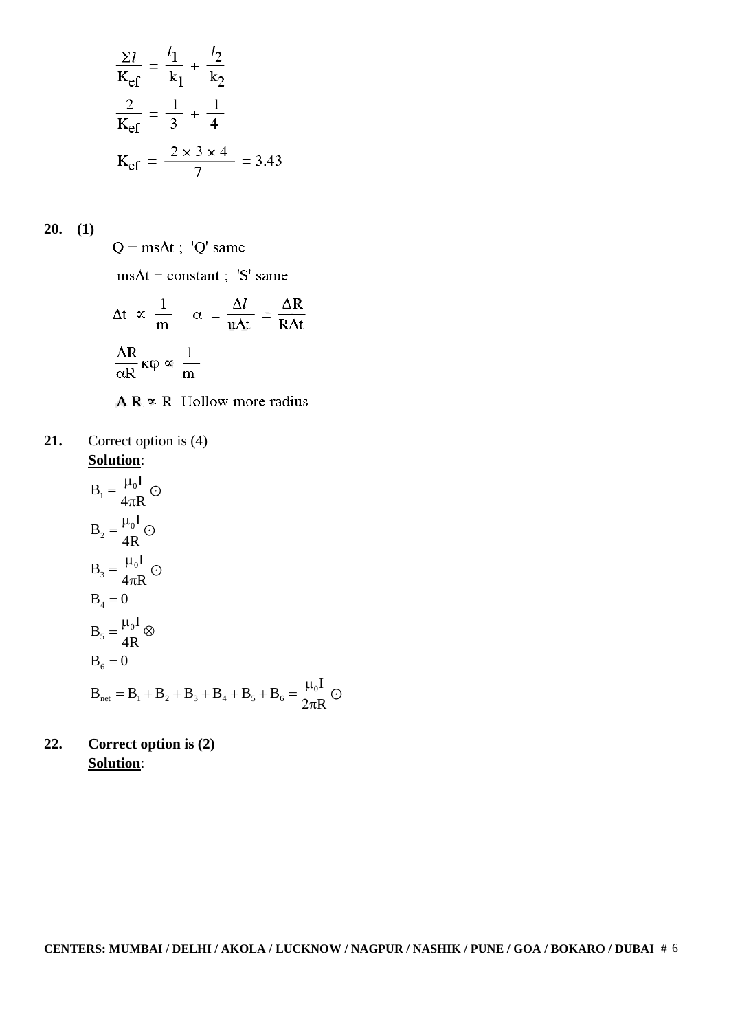$$\frac{\Sigma l}{K_{ef}} = \frac{l_1}{k_1} + \frac{l_2}{k_2}$$

$$\frac{2}{K_{ef}} = \frac{1}{3} + \frac{1}{4}$$

$$K_{ef} = \frac{2 \times 3 \times 4}{7} = 3.43$$

**20.** **(1)**

$Q = ms\Delta t$ ; 'Q' same

$ms\Delta t = \text{constant}$ ; 'S' same

$\Delta t \propto \frac{1}{m} \quad \alpha = \frac{\Delta l}{u\Delta t} = \frac{\Delta R}{R\Delta t}$

$\frac{\Delta R}{\alpha R} \kappa\varphi \propto \frac{1}{m}$

$\Delta R \propto R$ Hollow more radius

**21.** Correct option is (4)

**Solution**:

$$B_1 = \frac{\mu_0 I}{4\pi R} \odot$$

$$B_2 = \frac{\mu_0 I}{4R} \odot$$

$$B_3 = \frac{\mu_0 I}{4\pi R} \odot$$

$$B_4 = 0$$

$$B_5 = \frac{\mu_0 I}{4R} \otimes$$

$$B_6 = 0$$

$$B_{net} = B_1 + B_2 + B_3 + B_4 + B_5 + B_6 = \frac{\mu_0 I}{2\pi R} \odot$$

**22.** **Correct option is (2)**

**Solution**: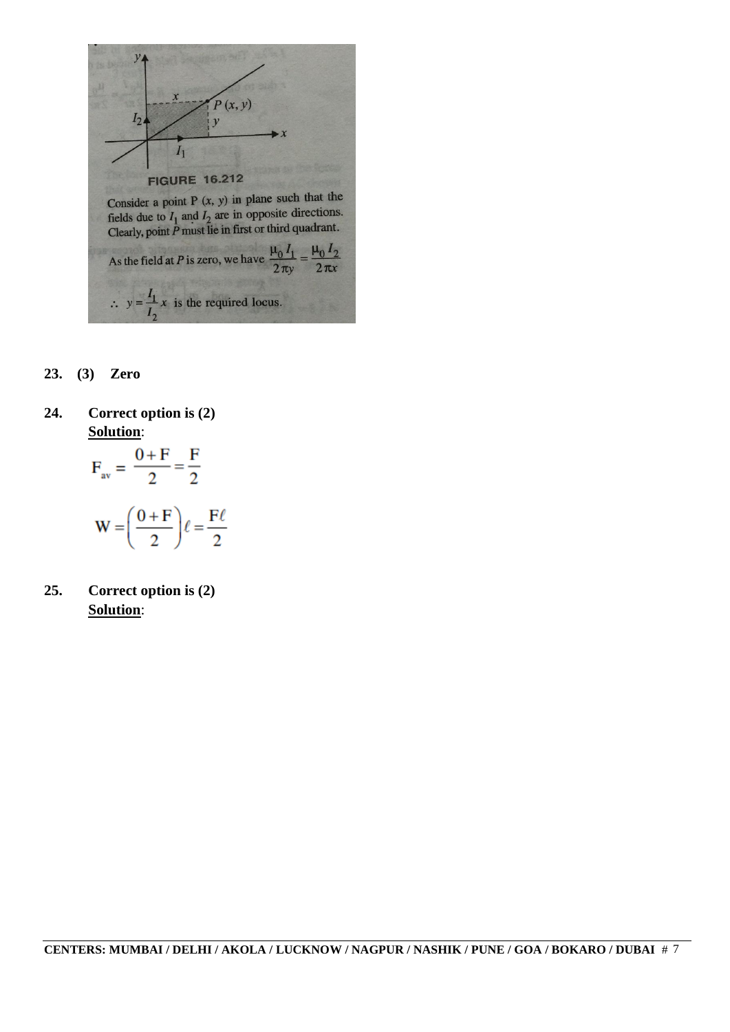FIGURE 16.212

Consider a point P $(x, y)$ in plane such that the fields due to $I_1$ and $I_2$ are in opposite directions. Clearly, point $P$ must lie in first or third quadrant.

As the field at $P$ is zero, we have $\frac{\mu_0 I_1}{2\pi y} = \frac{\mu_0 I_2}{2\pi x}$

$\therefore \; y = \frac{I_1}{I_2} x$ is the required locus.

**23. (3) Zero**

**24. Correct option is (2)**

**Solution**:

$$F_{av} = \frac{0+F}{2} = \frac{F}{2}$$

$$W = \left(\frac{0+F}{2}\right)\ell = \frac{F\ell}{2}$$

**25. Correct option is (2)**

**Solution**: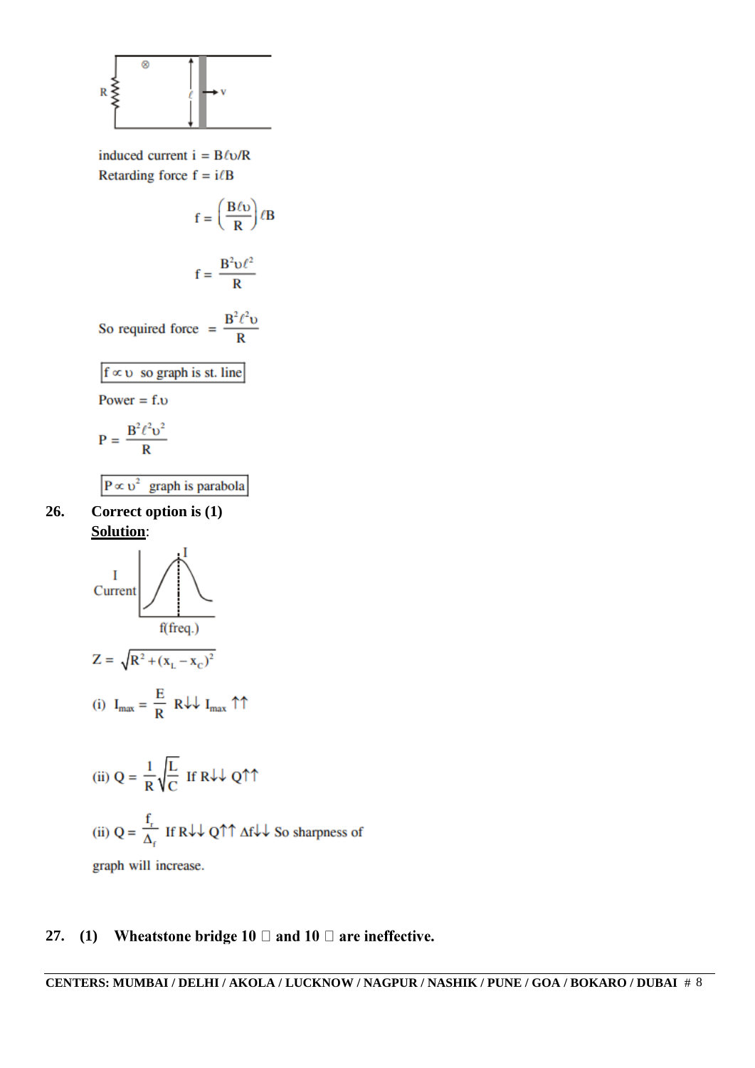induced current $i = B\ell\upsilon/R$

Retarding force $f = i\ell B$

$$f = \left(\frac{B\ell\upsilon}{R}\right)\ell B$$

$$f = \frac{B^2\upsilon\ell^2}{R}$$

So required force $= \dfrac{B^2\ell^2\upsilon}{R}$

$f \propto \upsilon$ so graph is st. line

Power $= f.\upsilon$

$$P = \frac{B^2\ell^2\upsilon^2}{R}$$

$P \propto \upsilon^2$ graph is parabola

**26. Correct option is (1)**

**Solution**:

$$Z = \sqrt{R^2 + (x_L - x_C)^2}$$

(i) $I_{max} = \dfrac{E}{R}$ $R\downarrow\downarrow$ $I_{max}\uparrow\uparrow$

(ii) $Q = \dfrac{1}{R}\sqrt{\dfrac{L}{C}}$ If $R\downarrow\downarrow$ $Q\uparrow\uparrow$

(ii) $Q = \dfrac{f_r}{\Delta_f}$ If $R\downarrow\downarrow$ $Q\uparrow\uparrow$ $\Delta f\downarrow\downarrow$ So sharpness of graph will increase.

**27. (1) Wheatstone bridge 10 Ω and 10 Ω are ineffective.**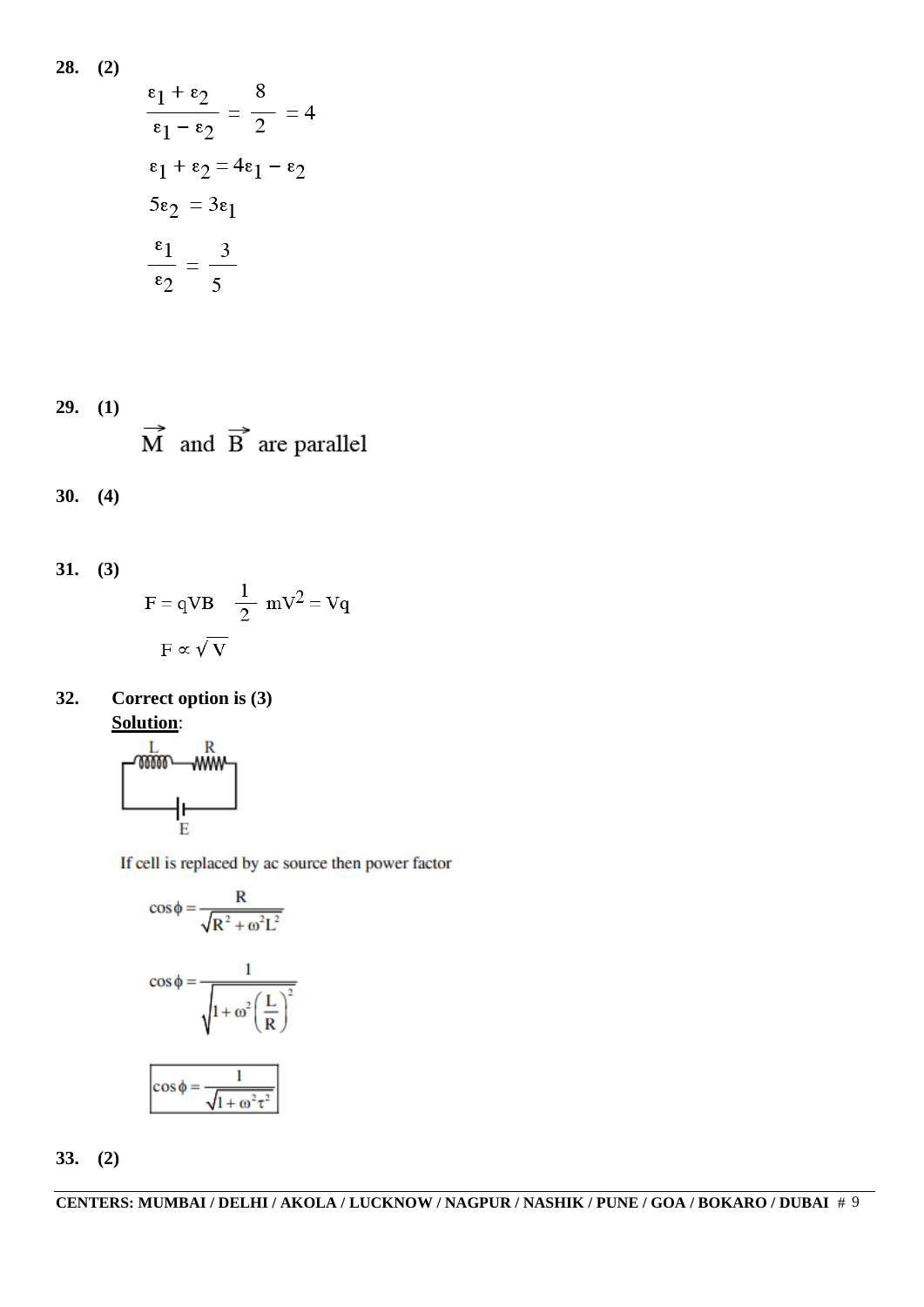**28. (2)**

$$\frac{\varepsilon_1 + \varepsilon_2}{\varepsilon_1 - \varepsilon_2} = \frac{8}{2} = 4$$

$$\varepsilon_1 + \varepsilon_2 = 4\varepsilon_1 - \varepsilon_2$$

$$5\varepsilon_2 = 3\varepsilon_1$$

$$\frac{\varepsilon_1}{\varepsilon_2} = \frac{3}{5}$$

**29. (1)**

$\vec{M}$ and $\vec{B}$ are parallel

**30. (4)**

**31. (3)**

$$F = qVB \quad \frac{1}{2}mV^2 = Vq$$

$$F \propto \sqrt{V}$$

**32. Correct option is (3)**

**Solution**:

L R

E

If cell is replaced by ac source then power factor

$$\cos\phi = \frac{R}{\sqrt{R^2 + \omega^2 L^2}}$$

$$\cos\phi = \frac{1}{\sqrt{1 + \omega^2\left(\frac{L}{R}\right)^2}}$$

$$\boxed{\cos\phi = \frac{1}{\sqrt{1 + \omega^2\tau^2}}}$$

**33. (2)**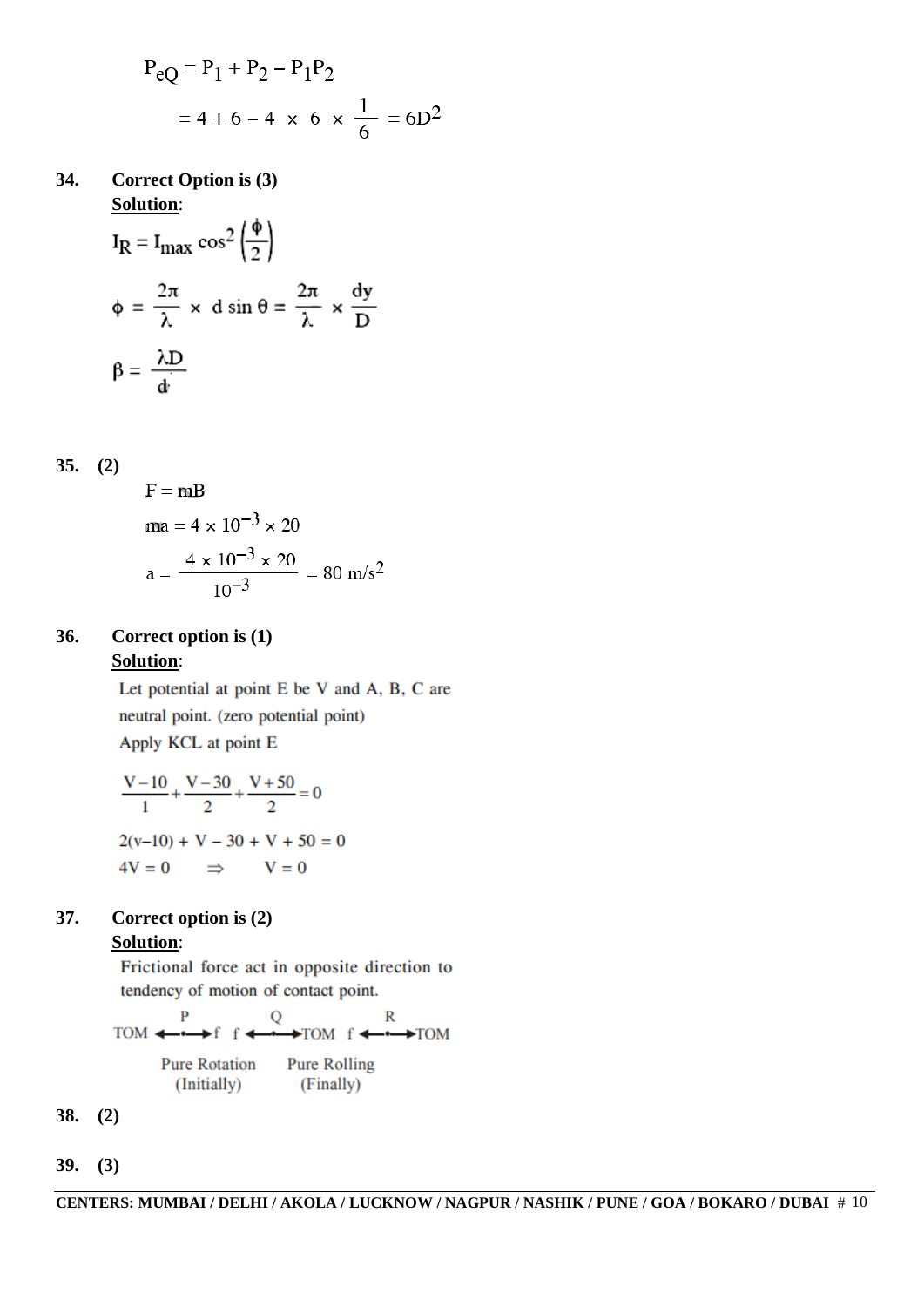$$P_{eQ} = P_1 + P_2 - P_1P_2$$

$$= 4 + 6 - 4 \times 6 \times \frac{1}{6} = 6D^2$$

**34. Correct Option is (3)**

**Solution**:

$$I_R = I_{max} \cos^2\left(\frac{\phi}{2}\right)$$

$$\phi = \frac{2\pi}{\lambda} \times d \sin\theta = \frac{2\pi}{\lambda} \times \frac{dy}{D}$$

$$\beta = \frac{\lambda D}{d}$$

**35. (2)**

$$F = mB$$

$$ma = 4 \times 10^{-3} \times 20$$

$$a = \frac{4 \times 10^{-3} \times 20}{10^{-3}} = 80 \text{ m/s}^2$$

**36. Correct option is (1)**

**Solution**:

Let potential at point E be V and A, B, C are neutral point. (zero potential point)

Apply KCL at point E

$$\frac{V-10}{1} + \frac{V-30}{2} + \frac{V+50}{2} = 0$$

$$2(v-10) + V - 30 + V + 50 = 0$$

$$4V = 0 \quad \Rightarrow \quad V = 0$$

**37. Correct option is (2)**

**Solution**:

Frictional force act in opposite direction to tendency of motion of contact point.

P: TOM ⟵•⟶ f  Q: f ⟵•⟶ TOM  R: f ⟵•⟶ TOM

Pure Rotation (Initially)  Pure Rolling (Finally)

**38. (2)**

**39. (3)**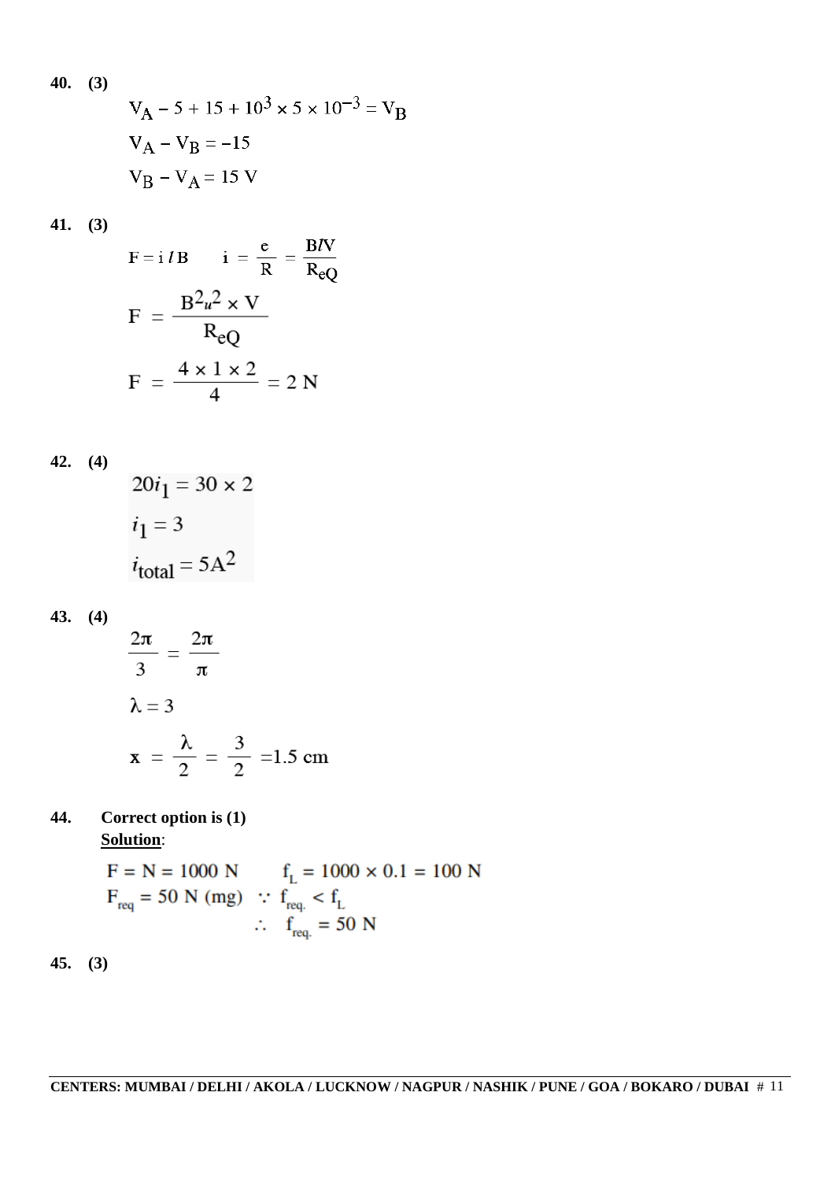**40. (3)**

$$V_A - 5 + 15 + 10^3 \times 5 \times 10^{-3} = V_B$$

$$V_A - V_B = -15$$

$$V_B - V_A = 15 \text{ V}$$

**41. (3)**

$$F = i\,l\,B \qquad i = \frac{e}{R} = \frac{BlV}{R_{eQ}}$$

$$F = \frac{B^2 u^2 \times V}{R_{eQ}}$$

$$F = \frac{4 \times 1 \times 2}{4} = 2 \text{ N}$$

**42. (4)**

$$20 i_1 = 30 \times 2$$

$$i_1 = 3$$

$$i_{total} = 5A^2$$

**43. (4)**

$$\frac{2\pi}{3} = \frac{2\pi}{\pi}$$

$$\lambda = 3$$

$$x = \frac{\lambda}{2} = \frac{3}{2} = 1.5 \text{ cm}$$

**44. Correct option is (1)**

**Solution**:

$F = N = 1000$ N $\qquad f_L = 1000 \times 0.1 = 100$ N

$F_{req} = 50$ N (mg) $\because f_{req.} < f_L$

$\therefore \; f_{req.} = 50$ N

**45. (3)**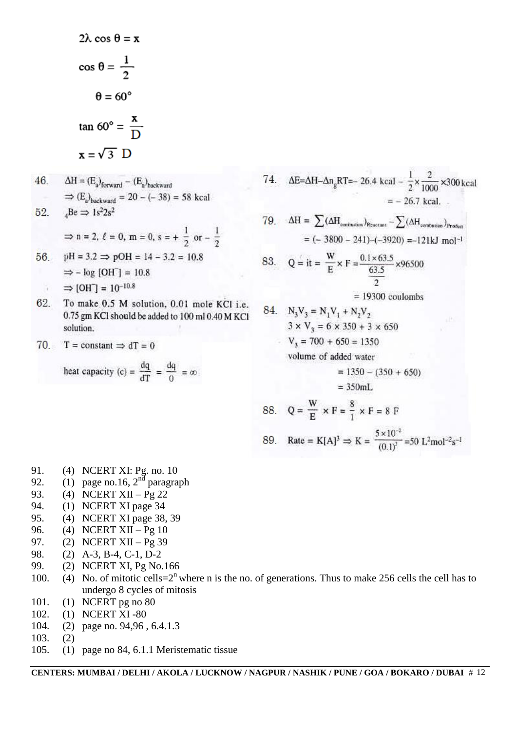$$2\lambda \cos\theta = x$$

$$\cos\theta = \frac{1}{2}$$

$$\theta = 60°$$

$$\tan 60° = \frac{x}{D}$$

$$x = \sqrt{3}\ D$$

46. $\Delta H = (E_a)_{forward} - (E_a)_{backward}$

$\Rightarrow (E_a)_{backward} = 20 - (-38) = 58$ kcal

52. ${}_4Be \Rightarrow 1s^2 2s^2$

$\Rightarrow n = 2,\ \ell = 0,\ m = 0,\ s = +\frac{1}{2}$ or $-\frac{1}{2}$

56. pH = 3.2 $\Rightarrow$ pOH = 14 − 3.2 = 10.8

$\Rightarrow -\log[OH^-] = 10.8$

$\Rightarrow [OH^-] = 10^{-10.8}$

62. To make 0.5 M solution, 0.01 mole KCl i.e. 0.75 gm KCl should be added to 100 ml 0.40 M KCl solution.

70. T = constant $\Rightarrow dT = 0$

heat capacity (c) $= \frac{dq}{dT} = \frac{dq}{0} = \infty$

74. $\Delta E = \Delta H - \Delta n_g RT = -26.4\text{ kcal} - \frac{1}{2} \times \frac{2}{1000} \times 300\text{ kcal}$

$= -26.7$ kcal.

79. $\Delta H = \sum(\Delta H_{combustion})_{Reactant} - \sum(\Delta H_{combustion})_{Product}$

$= (-3800 - 241) - (-3920) = -121\text{kJ mol}^{-1}$

83. $Q = it = \frac{W}{E} \times F = \frac{0.1 \times 63.5}{\frac{63.5}{2}} \times 96500$

= 19300 coulombs

84. $N_3V_3 = N_1V_1 + N_2V_2$

$3 \times V_3 = 6 \times 350 + 3 \times 650$

$V_3 = 700 + 650 = 1350$

volume of added water

= 1350 − (350 + 650)

= 350mL

88. $Q = \frac{W}{E} \times F = \frac{8}{1} \times F = 8\ F$

89. $\text{Rate} = K[A]^3 \Rightarrow K = \frac{5 \times 10^{-2}}{(0.1)^3} = 50\ L^2mol^{-2}s^{-1}$

91. (4) NCERT XI: Pg. no. 10
92. (1) page no.16, 2nd paragraph
93. (4) NCERT XII – Pg 22
94. (1) NCERT XI page 34
95. (4) NCERT XI page 38, 39
96. (4) NCERT XII – Pg 10
97. (2) NCERT XII – Pg 39
98. (2) A-3, B-4, C-1, D-2
99. (2) NCERT XI, Pg No.166
100. (4) No. of mitotic cells=$2^n$ where n is the no. of generations. Thus to make 256 cells the cell has to undergo 8 cycles of mitosis
101. (1) NCERT pg no 80
102. (1) NCERT XI -80
104. (2) page no. 94,96 , 6.4.1.3
103. (2)
105. (1) page no 84, 6.1.1 Meristematic tissue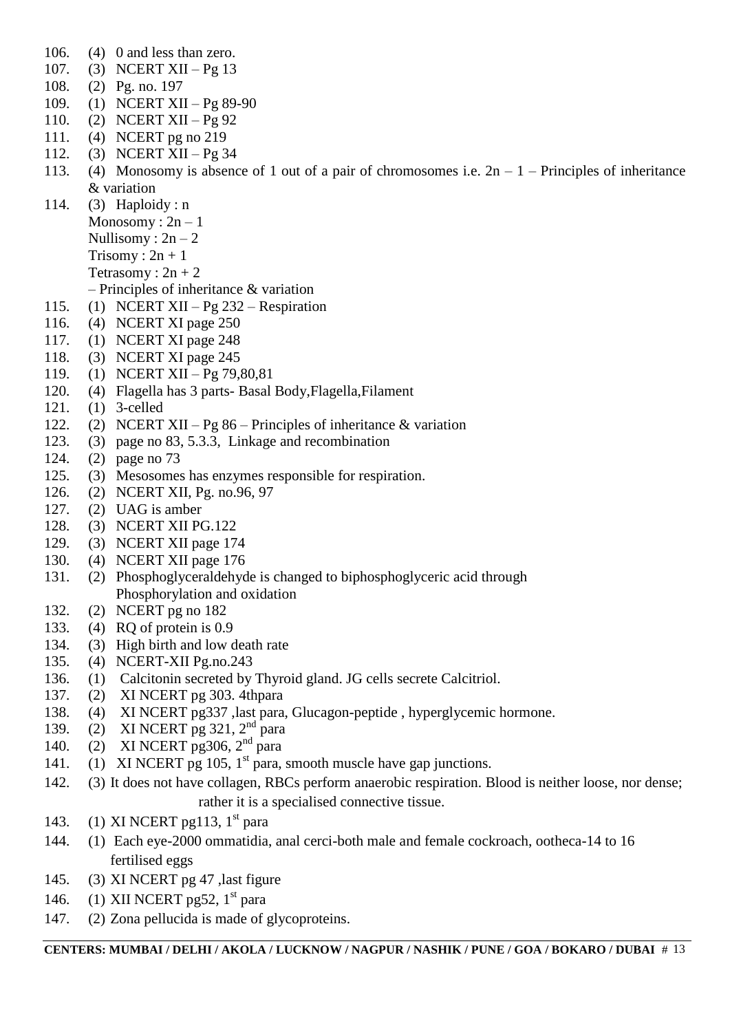106. (4) 0 and less than zero.
107. (3) NCERT XII – Pg 13
108. (2) Pg. no. 197
109. (1) NCERT XII – Pg 89-90
110. (2) NCERT XII – Pg 92
111. (4) NCERT pg no 219
112. (3) NCERT XII – Pg 34
113. (4) Monosomy is absence of 1 out of a pair of chromosomes i.e. $2n - 1$ – Principles of inheritance & variation
114. (3) Haploidy : n
     Monosomy : $2n - 1$
     Nullisomy : $2n - 2$
     Trisomy : $2n + 1$
     Tetrasomy : $2n + 2$
     – Principles of inheritance & variation
115. (1) NCERT XII – Pg 232 – Respiration
116. (4) NCERT XI page 250
117. (1) NCERT XI page 248
118. (3) NCERT XI page 245
119. (1) NCERT XII – Pg 79,80,81
120. (4) Flagella has 3 parts- Basal Body,Flagella,Filament
121. (1) 3-celled
122. (2) NCERT XII – Pg 86 – Principles of inheritance & variation
123. (3) page no 83, 5.3.3, Linkage and recombination
124. (2) page no 73
125. (3) Mesosomes has enzymes responsible for respiration.
126. (2) NCERT XII, Pg. no.96, 97
127. (2) UAG is amber
128. (3) NCERT XII PG.122
129. (3) NCERT XII page 174
130. (4) NCERT XII page 176
131. (2) Phosphoglyceraldehyde is changed to biphosphoglyceric acid through Phosphorylation and oxidation
132. (2) NCERT pg no 182
133. (4) RQ of protein is 0.9
134. (3) High birth and low death rate
135. (4) NCERT-XII Pg.no.243
136. (1) Calcitonin secreted by Thyroid gland. JG cells secrete Calcitriol.
137. (2) XI NCERT pg 303. 4thpara
138. (4) XI NCERT pg337 ,last para, Glucagon-peptide , hyperglycemic hormone.
139. (2) XI NCERT pg 321, 2nd para
140. (2) XI NCERT pg306, 2nd para
141. (1) XI NCERT pg 105, 1st para, smooth muscle have gap junctions.
142. (3) It does not have collagen, RBCs perform anaerobic respiration. Blood is neither loose, nor dense; rather it is a specialised connective tissue.
143. (1) XI NCERT pg113, 1st para
144. (1) Each eye-2000 ommatidia, anal cerci-both male and female cockroach, ootheca-14 to 16 fertilised eggs
145. (3) XI NCERT pg 47 ,last figure
146. (1) XII NCERT pg52, 1st para
147. (2) Zona pellucida is made of glycoproteins.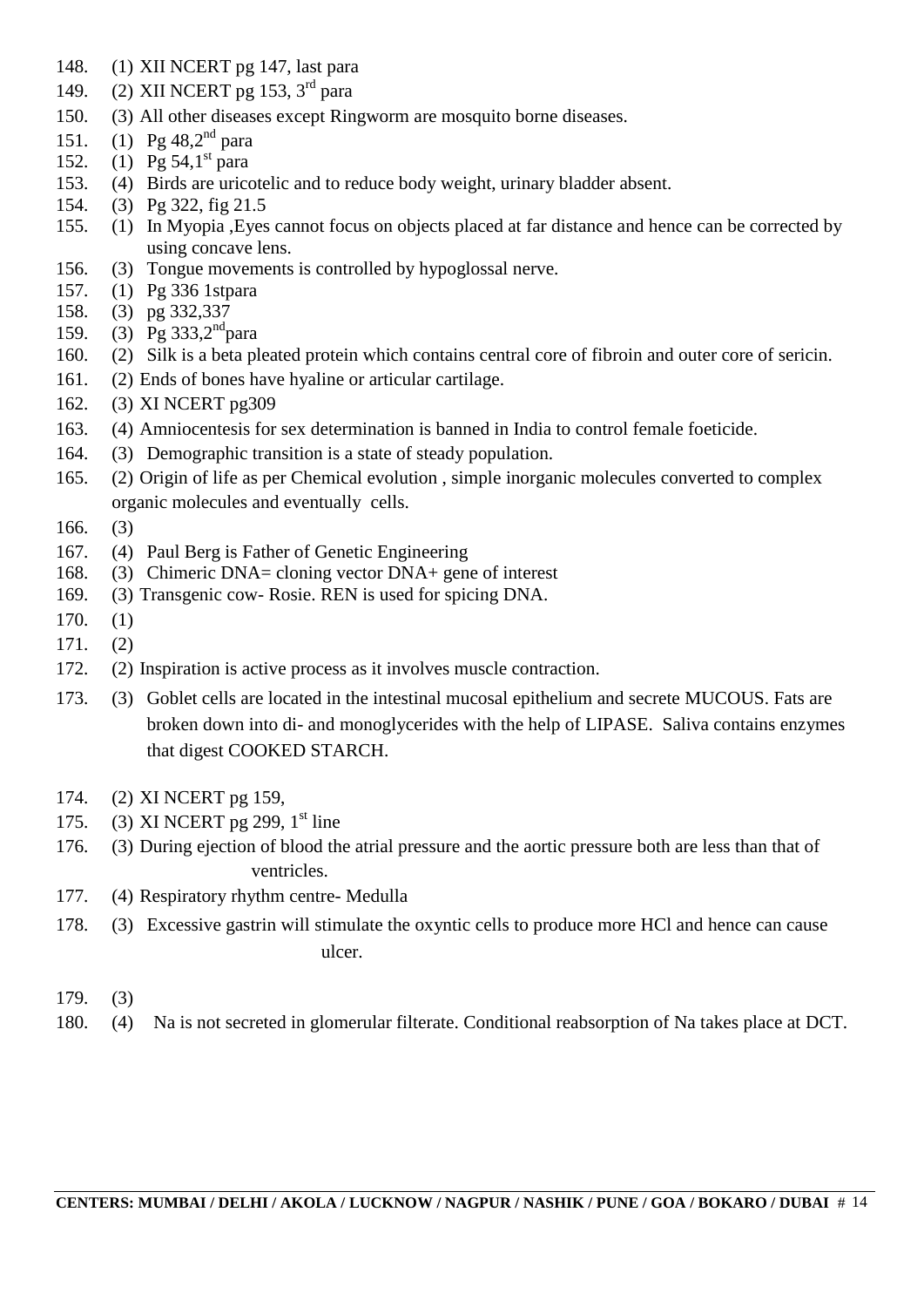148. (1) XII NCERT pg 147, last para
149. (2) XII NCERT pg 153, 3rd para
150. (3) All other diseases except Ringworm are mosquito borne diseases.
151. (1) Pg 48,2nd para
152. (1) Pg 54,1st para
153. (4) Birds are uricotelic and to reduce body weight, urinary bladder absent.
154. (3) Pg 322, fig 21.5
155. (1) In Myopia ,Eyes cannot focus on objects placed at far distance and hence can be corrected by using concave lens.
156. (3) Tongue movements is controlled by hypoglossal nerve.
157. (1) Pg 336 1stpara
158. (3) pg 332,337
159. (3) Pg 333,2ndpara
160. (2) Silk is a beta pleated protein which contains central core of fibroin and outer core of sericin.
161. (2) Ends of bones have hyaline or articular cartilage.
162. (3) XI NCERT pg309
163. (4) Amniocentesis for sex determination is banned in India to control female foeticide.
164. (3) Demographic transition is a state of steady population.
165. (2) Origin of life as per Chemical evolution , simple inorganic molecules converted to complex organic molecules and eventually cells.
166. (3)
167. (4) Paul Berg is Father of Genetic Engineering
168. (3) Chimeric DNA= cloning vector DNA+ gene of interest
169. (3) Transgenic cow- Rosie. REN is used for spicing DNA.
170. (1)
171. (2)
172. (2) Inspiration is active process as it involves muscle contraction.
173. (3) Goblet cells are located in the intestinal mucosal epithelium and secrete MUCOUS. Fats are broken down into di- and monoglycerides with the help of LIPASE. Saliva contains enzymes that digest COOKED STARCH.
174. (2) XI NCERT pg 159,
175. (3) XI NCERT pg 299, 1st line
176. (3) During ejection of blood the atrial pressure and the aortic pressure both are less than that of ventricles.
177. (4) Respiratory rhythm centre- Medulla
178. (3) Excessive gastrin will stimulate the oxyntic cells to produce more HCl and hence can cause ulcer.
179. (3)
180. (4) Na is not secreted in glomerular filterate. Conditional reabsorption of Na takes place at DCT.

**CENTERS: MUMBAI / DELHI / AKOLA / LUCKNOW / NAGPUR / NASHIK / PUNE / GOA / BOKARO / DUBAI**